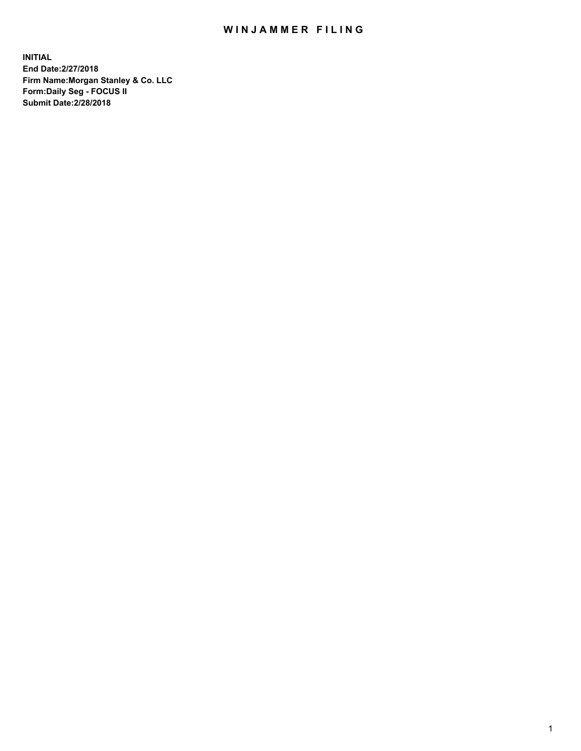# WINJAMMER FILING

**INITIAL**
**End Date:2/27/2018**
**Firm Name:Morgan Stanley & Co. LLC**
**Form:Daily Seg - FOCUS II**
**Submit Date:2/28/2018**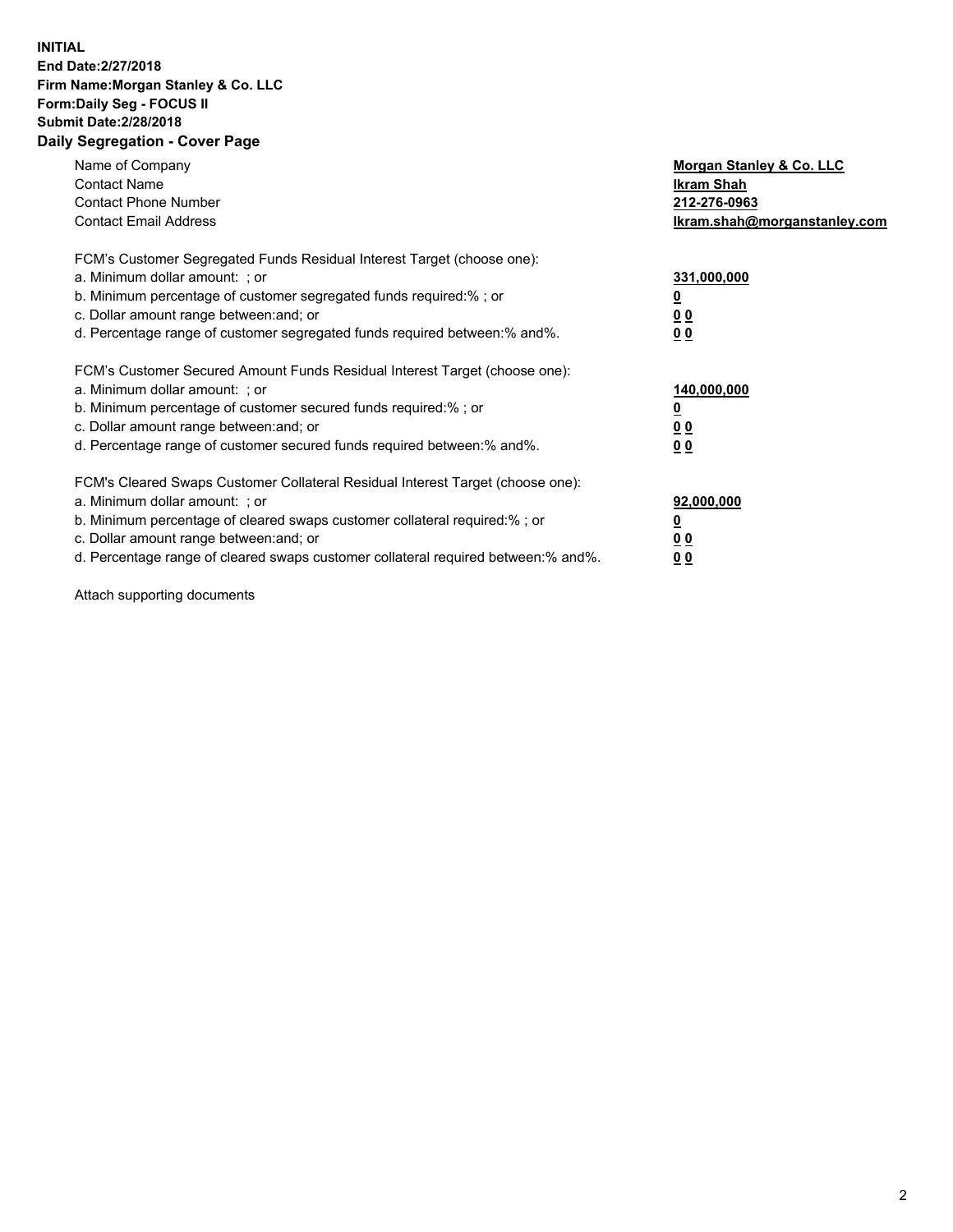**INITIAL**
**End Date:2/27/2018**
**Firm Name:Morgan Stanley & Co. LLC**
**Form:Daily Seg - FOCUS II**
**Submit Date:2/28/2018**
**Daily Segregation - Cover Page**

| | |
|---|---|
| Name of Company | **Morgan Stanley & Co. LLC** |
| Contact Name | **Ikram Shah** |
| Contact Phone Number | **212-276-0963** |
| Contact Email Address | **Ikram.shah@morganstanley.com** |

FCM's Customer Segregated Funds Residual Interest Target (choose one):

| | |
|---|---|
| a. Minimum dollar amount: ; or | **331,000,000** |
| b. Minimum percentage of customer segregated funds required:% ; or | **0** |
| c. Dollar amount range between:and; or | **0 0** |
| d. Percentage range of customer segregated funds required between:% and%. | **0 0** |

FCM's Customer Secured Amount Funds Residual Interest Target (choose one):

| | |
|---|---|
| a. Minimum dollar amount: ; or | **140,000,000** |
| b. Minimum percentage of customer secured funds required:% ; or | **0** |
| c. Dollar amount range between:and; or | **0 0** |
| d. Percentage range of customer secured funds required between:% and%. | **0 0** |

FCM's Cleared Swaps Customer Collateral Residual Interest Target (choose one):

| | |
|---|---|
| a. Minimum dollar amount: ; or | **92,000,000** |
| b. Minimum percentage of cleared swaps customer collateral required:% ; or | **0** |
| c. Dollar amount range between:and; or | **0 0** |
| d. Percentage range of cleared swaps customer collateral required between:% and%. | **0 0** |

Attach supporting documents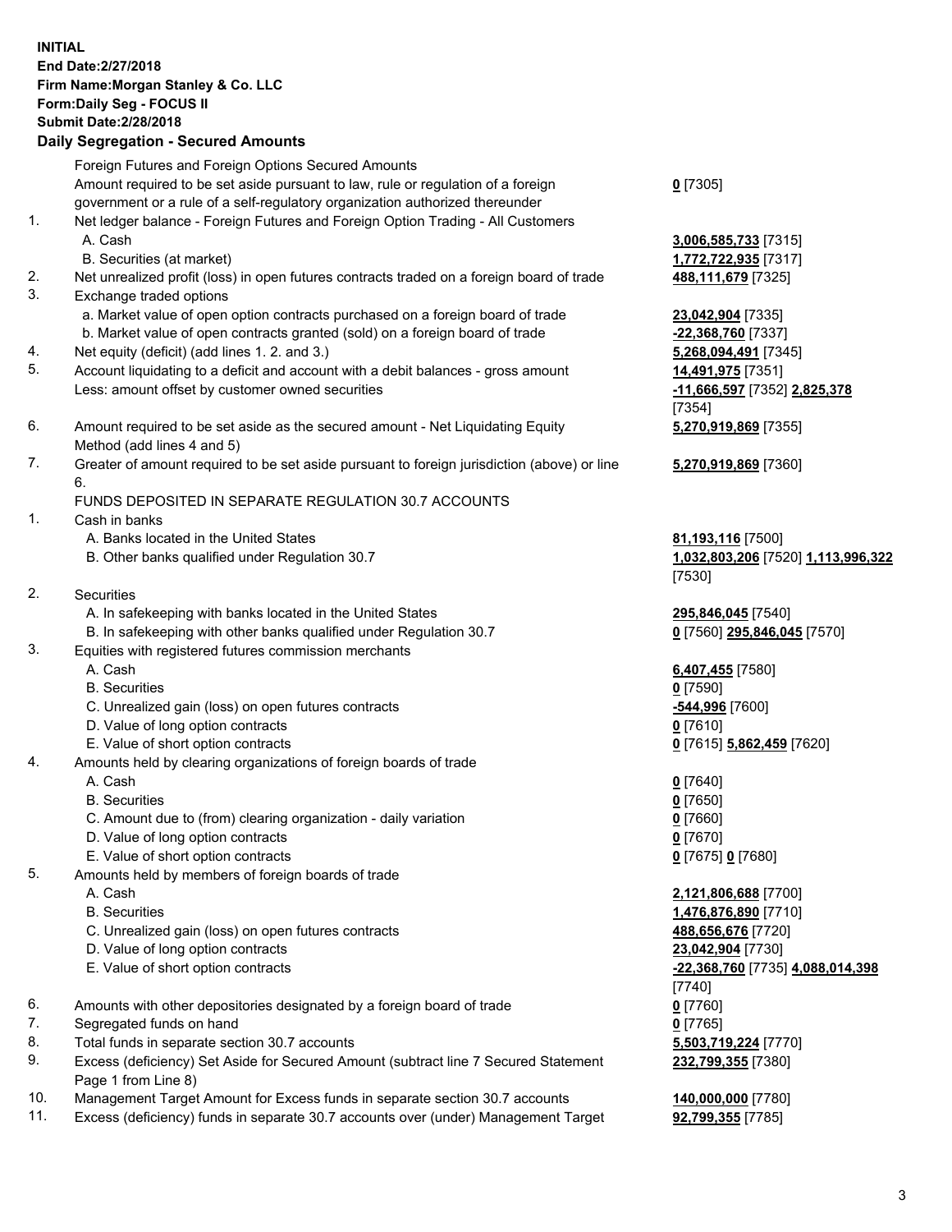**INITIAL**
**End Date:2/27/2018**
**Firm Name:Morgan Stanley & Co. LLC**
**Form:Daily Seg - FOCUS II**
**Submit Date:2/28/2018**

**Daily Segregation - Secured Amounts**

| | | |
|---|---|---|
| | Foreign Futures and Foreign Options Secured Amounts | |
| | Amount required to be set aside pursuant to law, rule or regulation of a foreign government or a rule of a self-regulatory organization authorized thereunder | **0** [7305] |
| 1. | Net ledger balance - Foreign Futures and Foreign Option Trading - All Customers | |
| | A. Cash | **3,006,585,733** [7315] |
| | B. Securities (at market) | **1,772,722,935** [7317] |
| 2. | Net unrealized profit (loss) in open futures contracts traded on a foreign board of trade | **488,111,679** [7325] |
| 3. | Exchange traded options | |
| | a. Market value of open option contracts purchased on a foreign board of trade | **23,042,904** [7335] |
| | b. Market value of open contracts granted (sold) on a foreign board of trade | **-22,368,760** [7337] |
| 4. | Net equity (deficit) (add lines 1. 2. and 3.) | **5,268,094,491** [7345] |
| 5. | Account liquidating to a deficit and account with a debit balances - gross amount | **14,491,975** [7351] |
| | Less: amount offset by customer owned securities | **-11,666,597** [7352] **2,825,378** [7354] |
| 6. | Amount required to be set aside as the secured amount - Net Liquidating Equity Method (add lines 4 and 5) | **5,270,919,869** [7355] |
| 7. | Greater of amount required to be set aside pursuant to foreign jurisdiction (above) or line 6. | **5,270,919,869** [7360] |
| | FUNDS DEPOSITED IN SEPARATE REGULATION 30.7 ACCOUNTS | |
| 1. | Cash in banks | |
| | A. Banks located in the United States | **81,193,116** [7500] |
| | B. Other banks qualified under Regulation 30.7 | **1,032,803,206** [7520] **1,113,996,322** [7530] |
| 2. | Securities | |
| | A. In safekeeping with banks located in the United States | **295,846,045** [7540] |
| | B. In safekeeping with other banks qualified under Regulation 30.7 | **0** [7560] **295,846,045** [7570] |
| 3. | Equities with registered futures commission merchants | |
| | A. Cash | **6,407,455** [7580] |
| | B. Securities | **0** [7590] |
| | C. Unrealized gain (loss) on open futures contracts | **-544,996** [7600] |
| | D. Value of long option contracts | **0** [7610] |
| | E. Value of short option contracts | **0** [7615] **5,862,459** [7620] |
| 4. | Amounts held by clearing organizations of foreign boards of trade | |
| | A. Cash | **0** [7640] |
| | B. Securities | **0** [7650] |
| | C. Amount due to (from) clearing organization - daily variation | **0** [7660] |
| | D. Value of long option contracts | **0** [7670] |
| | E. Value of short option contracts | **0** [7675] **0** [7680] |
| 5. | Amounts held by members of foreign boards of trade | |
| | A. Cash | **2,121,806,688** [7700] |
| | B. Securities | **1,476,876,890** [7710] |
| | C. Unrealized gain (loss) on open futures contracts | **488,656,676** [7720] |
| | D. Value of long option contracts | **23,042,904** [7730] |
| | E. Value of short option contracts | **-22,368,760** [7735] **4,088,014,398** [7740] |
| 6. | Amounts with other depositories designated by a foreign board of trade | **0** [7760] |
| 7. | Segregated funds on hand | **0** [7765] |
| 8. | Total funds in separate section 30.7 accounts | **5,503,719,224** [7770] |
| 9. | Excess (deficiency) Set Aside for Secured Amount (subtract line 7 Secured Statement Page 1 from Line 8) | **232,799,355** [7380] |
| 10. | Management Target Amount for Excess funds in separate section 30.7 accounts | **140,000,000** [7780] |
| 11. | Excess (deficiency) funds in separate 30.7 accounts over (under) Management Target | **92,799,355** [7785] |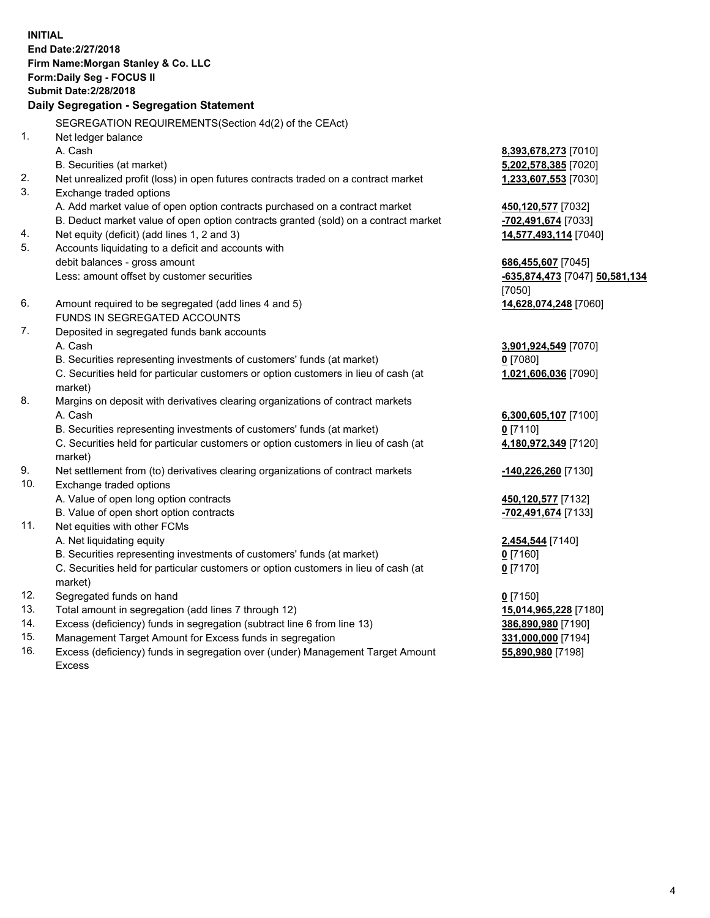**INITIAL**
**End Date:2/27/2018**
**Firm Name:Morgan Stanley & Co. LLC**
**Form:Daily Seg - FOCUS II**
**Submit Date:2/28/2018**

## Daily Segregation - Segregation Statement

| | | |
|---|---|---|
| | SEGREGATION REQUIREMENTS(Section 4d(2) of the CEAct) | |
| 1. | Net ledger balance | |
| | A. Cash | **8,393,678,273** [7010] |
| | B. Securities (at market) | **5,202,578,385** [7020] |
| 2. | Net unrealized profit (loss) in open futures contracts traded on a contract market | **1,233,607,553** [7030] |
| 3. | Exchange traded options | |
| | A. Add market value of open option contracts purchased on a contract market | **450,120,577** [7032] |
| | B. Deduct market value of open option contracts granted (sold) on a contract market | **-702,491,674** [7033] |
| 4. | Net equity (deficit) (add lines 1, 2 and 3) | **14,577,493,114** [7040] |
| 5. | Accounts liquidating to a deficit and accounts with debit balances - gross amount | **686,455,607** [7045] |
| | Less: amount offset by customer securities | **-635,874,473** [7047] **50,581,134** [7050] |
| 6. | Amount required to be segregated (add lines 4 and 5) | **14,628,074,248** [7060] |
| | FUNDS IN SEGREGATED ACCOUNTS | |
| 7. | Deposited in segregated funds bank accounts | |
| | A. Cash | **3,901,924,549** [7070] |
| | B. Securities representing investments of customers' funds (at market) | **0** [7080] |
| | C. Securities held for particular customers or option customers in lieu of cash (at market) | **1,021,606,036** [7090] |
| 8. | Margins on deposit with derivatives clearing organizations of contract markets | |
| | A. Cash | **6,300,605,107** [7100] |
| | B. Securities representing investments of customers' funds (at market) | **0** [7110] |
| | C. Securities held for particular customers or option customers in lieu of cash (at market) | **4,180,972,349** [7120] |
| 9. | Net settlement from (to) derivatives clearing organizations of contract markets | **-140,226,260** [7130] |
| 10. | Exchange traded options | |
| | A. Value of open long option contracts | **450,120,577** [7132] |
| | B. Value of open short option contracts | **-702,491,674** [7133] |
| 11. | Net equities with other FCMs | |
| | A. Net liquidating equity | **2,454,544** [7140] |
| | B. Securities representing investments of customers' funds (at market) | **0** [7160] |
| | C. Securities held for particular customers or option customers in lieu of cash (at market) | **0** [7170] |
| 12. | Segregated funds on hand | **0** [7150] |
| 13. | Total amount in segregation (add lines 7 through 12) | **15,014,965,228** [7180] |
| 14. | Excess (deficiency) funds in segregation (subtract line 6 from line 13) | **386,890,980** [7190] |
| 15. | Management Target Amount for Excess funds in segregation | **331,000,000** [7194] |
| 16. | Excess (deficiency) funds in segregation over (under) Management Target Amount Excess | **55,890,980** [7198] |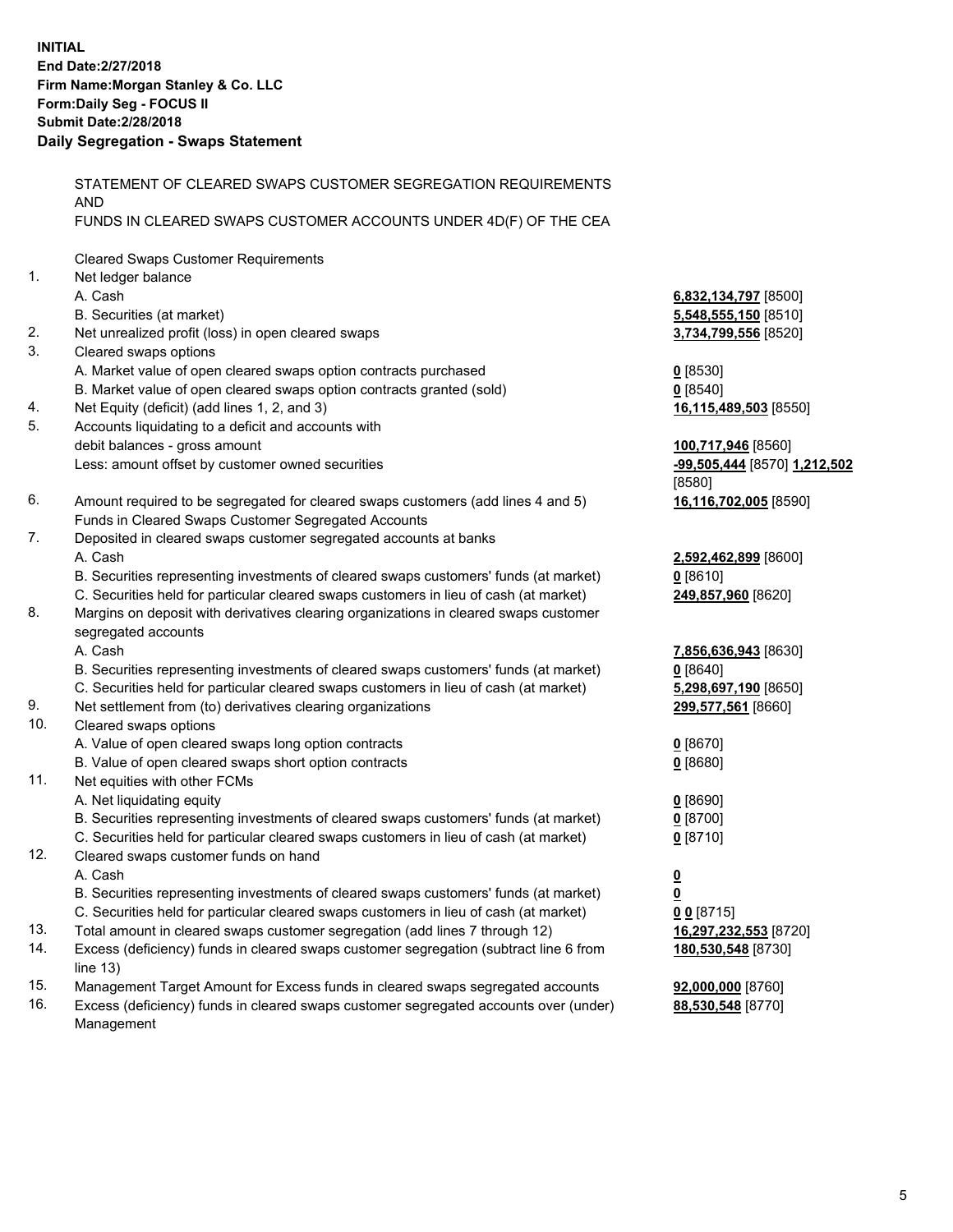**INITIAL**
**End Date:2/27/2018**
**Firm Name:Morgan Stanley & Co. LLC**
**Form:Daily Seg - FOCUS II**
**Submit Date:2/28/2018**
**Daily Segregation - Swaps Statement**

STATEMENT OF CLEARED SWAPS CUSTOMER SEGREGATION REQUIREMENTS AND FUNDS IN CLEARED SWAPS CUSTOMER ACCOUNTS UNDER 4D(F) OF THE CEA

| | | |
|---|---|---|
| | Cleared Swaps Customer Requirements | |
| 1. | Net ledger balance | |
| | A. Cash | **6,832,134,797** [8500] |
| | B. Securities (at market) | **5,548,555,150** [8510] |
| 2. | Net unrealized profit (loss) in open cleared swaps | **3,734,799,556** [8520] |
| 3. | Cleared swaps options | |
| | A. Market value of open cleared swaps option contracts purchased | **0** [8530] |
| | B. Market value of open cleared swaps option contracts granted (sold) | **0** [8540] |
| 4. | Net Equity (deficit) (add lines 1, 2, and 3) | **16,115,489,503** [8550] |
| 5. | Accounts liquidating to a deficit and accounts with debit balances - gross amount | **100,717,946** [8560] |
| | Less: amount offset by customer owned securities | **-99,505,444** [8570] **1,212,502** [8580] |
| 6. | Amount required to be segregated for cleared swaps customers (add lines 4 and 5) | **16,116,702,005** [8590] |
| | Funds in Cleared Swaps Customer Segregated Accounts | |
| 7. | Deposited in cleared swaps customer segregated accounts at banks | |
| | A. Cash | **2,592,462,899** [8600] |
| | B. Securities representing investments of cleared swaps customers' funds (at market) | **0** [8610] |
| | C. Securities held for particular cleared swaps customers in lieu of cash (at market) | **249,857,960** [8620] |
| 8. | Margins on deposit with derivatives clearing organizations in cleared swaps customer segregated accounts | |
| | A. Cash | **7,856,636,943** [8630] |
| | B. Securities representing investments of cleared swaps customers' funds (at market) | **0** [8640] |
| | C. Securities held for particular cleared swaps customers in lieu of cash (at market) | **5,298,697,190** [8650] |
| 9. | Net settlement from (to) derivatives clearing organizations | **299,577,561** [8660] |
| 10. | Cleared swaps options | |
| | A. Value of open cleared swaps long option contracts | **0** [8670] |
| | B. Value of open cleared swaps short option contracts | **0** [8680] |
| 11. | Net equities with other FCMs | |
| | A. Net liquidating equity | **0** [8690] |
| | B. Securities representing investments of cleared swaps customers' funds (at market) | **0** [8700] |
| | C. Securities held for particular cleared swaps customers in lieu of cash (at market) | **0** [8710] |
| 12. | Cleared swaps customer funds on hand | |
| | A. Cash | **0** |
| | B. Securities representing investments of cleared swaps customers' funds (at market) | **0** |
| | C. Securities held for particular cleared swaps customers in lieu of cash (at market) | **0** **0** [8715] |
| 13. | Total amount in cleared swaps customer segregation (add lines 7 through 12) | **16,297,232,553** [8720] |
| 14. | Excess (deficiency) funds in cleared swaps customer segregation (subtract line 6 from line 13) | **180,530,548** [8730] |
| 15. | Management Target Amount for Excess funds in cleared swaps segregated accounts | **92,000,000** [8760] |
| 16. | Excess (deficiency) funds in cleared swaps customer segregated accounts over (under) Management | **88,530,548** [8770] |